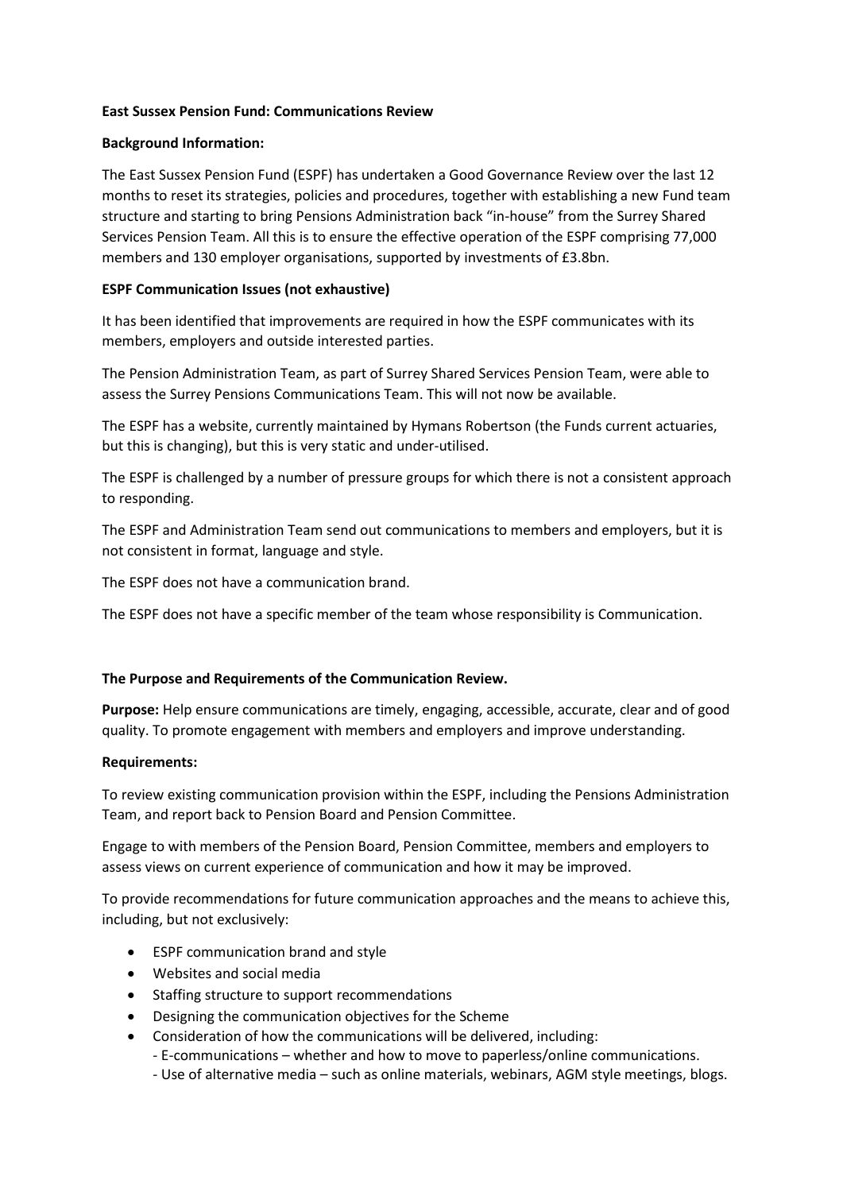**East Sussex Pension Fund: Communications Review**

**Background Information:**

The East Sussex Pension Fund (ESPF) has undertaken a Good Governance Review over the last 12 months to reset its strategies, policies and procedures, together with establishing a new Fund team structure and starting to bring Pensions Administration back "in-house" from the Surrey Shared Services Pension Team. All this is to ensure the effective operation of the ESPF comprising 77,000 members and 130 employer organisations, supported by investments of £3.8bn.

**ESPF Communication Issues (not exhaustive)**

It has been identified that improvements are required in how the ESPF communicates with its members, employers and outside interested parties.

The Pension Administration Team, as part of Surrey Shared Services Pension Team, were able to assess the Surrey Pensions Communications Team. This will not now be available.

The ESPF has a website, currently maintained by Hymans Robertson (the Funds current actuaries, but this is changing), but this is very static and under-utilised.

The ESPF is challenged by a number of pressure groups for which there is not a consistent approach to responding.

The ESPF and Administration Team send out communications to members and employers, but it is not consistent in format, language and style.

The ESPF does not have a communication brand.

The ESPF does not have a specific member of the team whose responsibility is Communication.

**The Purpose and Requirements of the Communication Review.**

**Purpose:** Help ensure communications are timely, engaging, accessible, accurate, clear and of good quality. To promote engagement with members and employers and improve understanding.

**Requirements:**

To review existing communication provision within the ESPF, including the Pensions Administration Team, and report back to Pension Board and Pension Committee.

Engage to with members of the Pension Board, Pension Committee, members and employers to assess views on current experience of communication and how it may be improved.

To provide recommendations for future communication approaches and the means to achieve this, including, but not exclusively:

- ESPF communication brand and style
- Websites and social media
- Staffing structure to support recommendations
- Designing the communication objectives for the Scheme
- Consideration of how the communications will be delivered, including:
  - E-communications – whether and how to move to paperless/online communications.
  - Use of alternative media – such as online materials, webinars, AGM style meetings, blogs.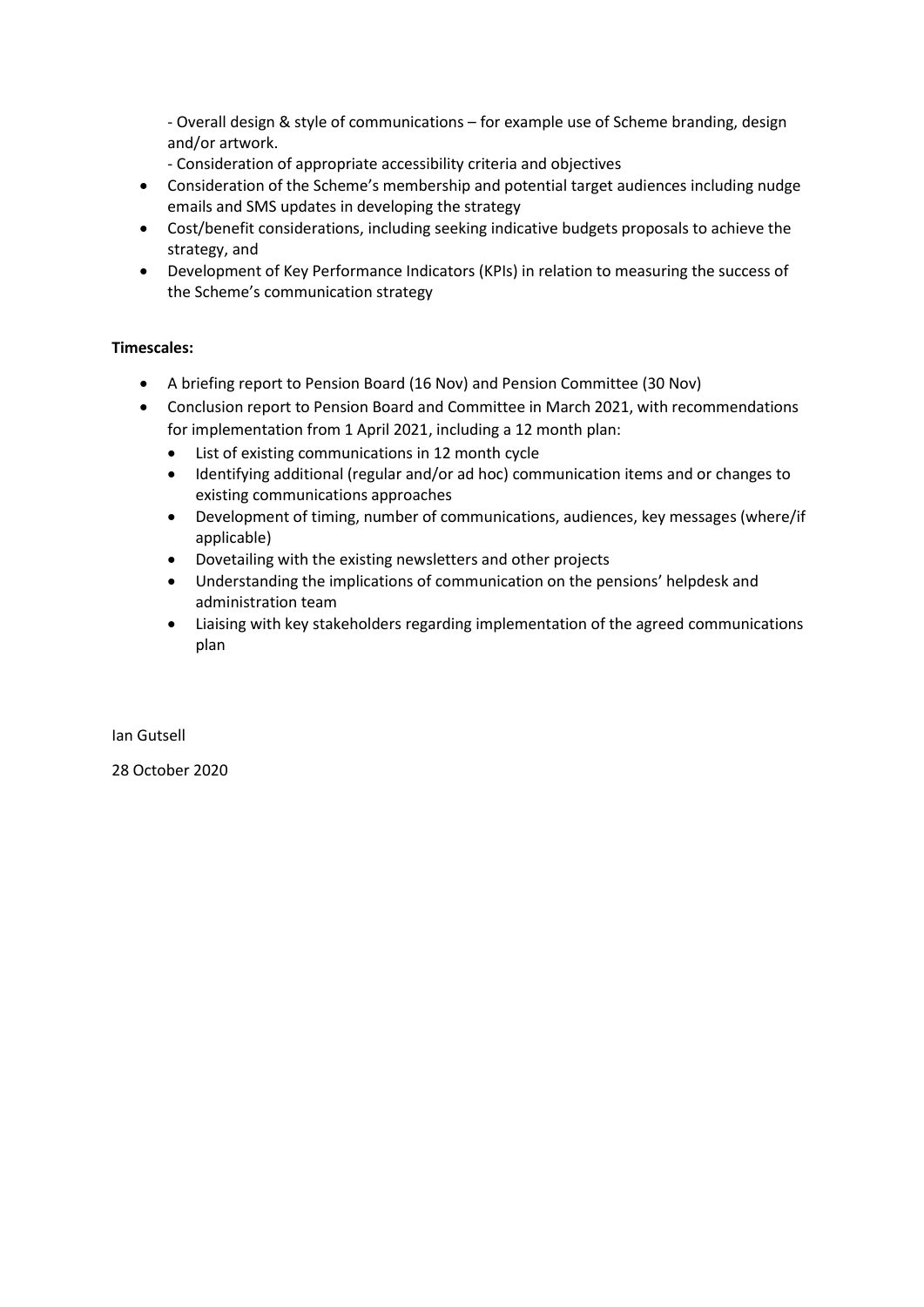- Overall design & style of communications – for example use of Scheme branding, design and/or artwork.
- Consideration of appropriate accessibility criteria and objectives

- Consideration of the Scheme's membership and potential target audiences including nudge emails and SMS updates in developing the strategy
- Cost/benefit considerations, including seeking indicative budgets proposals to achieve the strategy, and
- Development of Key Performance Indicators (KPIs) in relation to measuring the success of the Scheme's communication strategy

**Timescales:**

- A briefing report to Pension Board (16 Nov) and Pension Committee (30 Nov)
- Conclusion report to Pension Board and Committee in March 2021, with recommendations for implementation from 1 April 2021, including a 12 month plan:
  - List of existing communications in 12 month cycle
  - Identifying additional (regular and/or ad hoc) communication items and or changes to existing communications approaches
  - Development of timing, number of communications, audiences, key messages (where/if applicable)
  - Dovetailing with the existing newsletters and other projects
  - Understanding the implications of communication on the pensions' helpdesk and administration team
  - Liaising with key stakeholders regarding implementation of the agreed communications plan

Ian Gutsell

28 October 2020